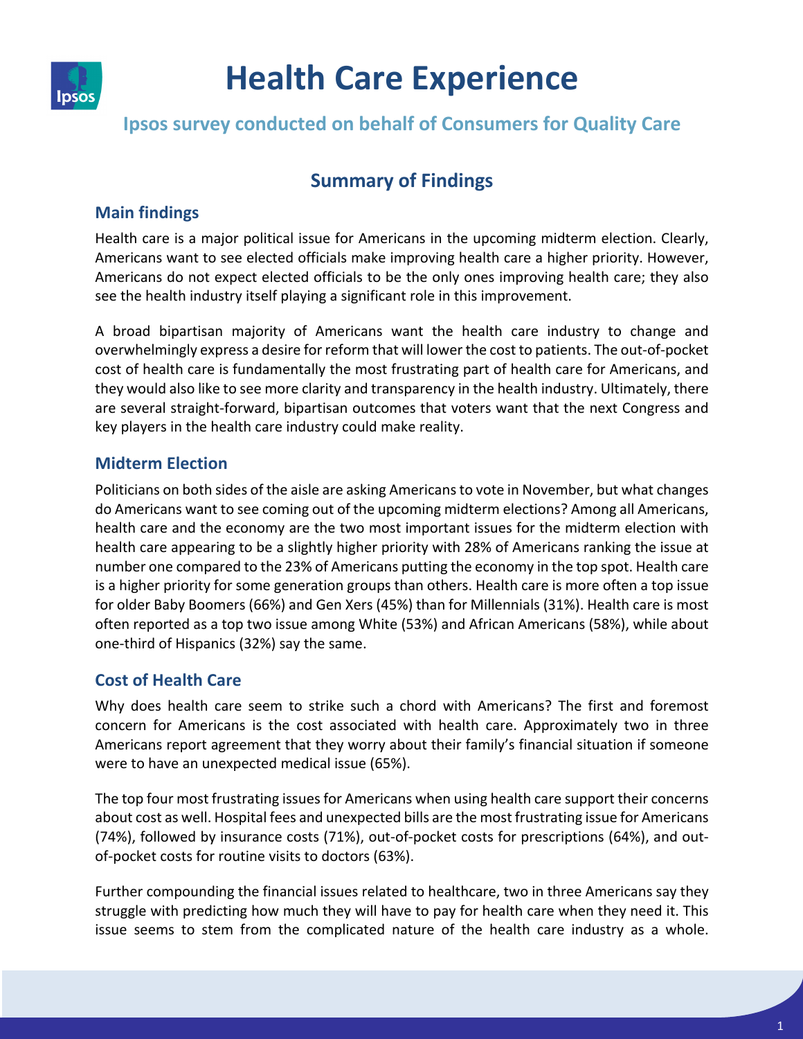# Health Care Experience

## Ipsos survey conducted on behalf of Consumers for Quality Care

## Summary of Findings

### Main findings

Health care is a major political issue for Americans in the upcoming midterm election. Clearly, Americans want to see elected officials make improving health care a higher priority. However, Americans do not expect elected officials to be the only ones improving health care; they also see the health industry itself playing a significant role in this improvement.

A broad bipartisan majority of Americans want the health care industry to change and overwhelmingly express a desire for reform that will lower the cost to patients. The out-of-pocket cost of health care is fundamentally the most frustrating part of health care for Americans, and they would also like to see more clarity and transparency in the health industry. Ultimately, there are several straight-forward, bipartisan outcomes that voters want that the next Congress and key players in the health care industry could make reality.

### Midterm Election

Politicians on both sides of the aisle are asking Americans to vote in November, but what changes do Americans want to see coming out of the upcoming midterm elections? Among all Americans, health care and the economy are the two most important issues for the midterm election with health care appearing to be a slightly higher priority with 28% of Americans ranking the issue at number one compared to the 23% of Americans putting the economy in the top spot. Health care is a higher priority for some generation groups than others. Health care is more often a top issue for older Baby Boomers (66%) and Gen Xers (45%) than for Millennials (31%). Health care is most often reported as a top two issue among White (53%) and African Americans (58%), while about one-third of Hispanics (32%) say the same.

### Cost of Health Care

Why does health care seem to strike such a chord with Americans? The first and foremost concern for Americans is the cost associated with health care. Approximately two in three Americans report agreement that they worry about their family's financial situation if someone were to have an unexpected medical issue (65%).

The top four most frustrating issues for Americans when using health care support their concerns about cost as well. Hospital fees and unexpected bills are the most frustrating issue for Americans (74%), followed by insurance costs (71%), out-of-pocket costs for prescriptions (64%), and out-of-pocket costs for routine visits to doctors (63%).

Further compounding the financial issues related to healthcare, two in three Americans say they struggle with predicting how much they will have to pay for health care when they need it. This issue seems to stem from the complicated nature of the health care industry as a whole.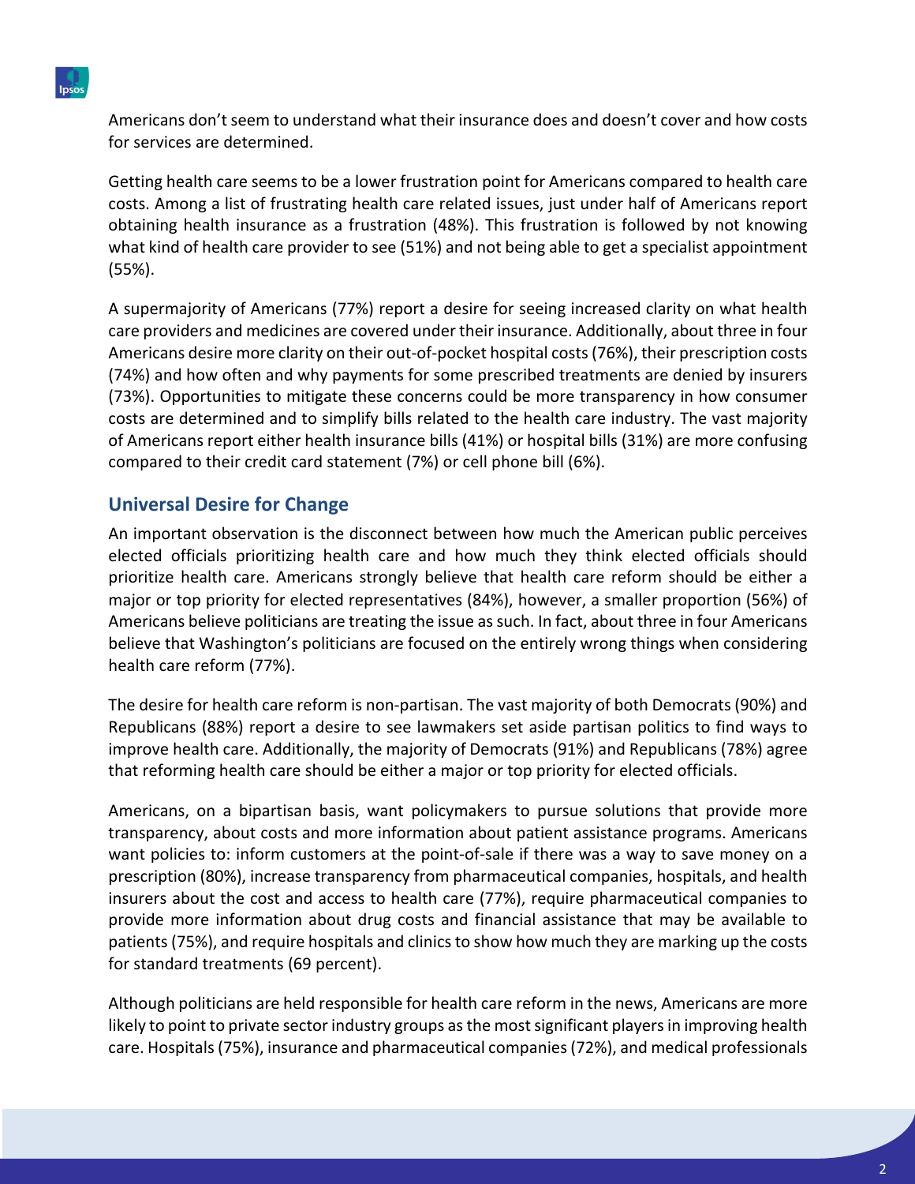Americans don't seem to understand what their insurance does and doesn't cover and how costs for services are determined.

Getting health care seems to be a lower frustration point for Americans compared to health care costs. Among a list of frustrating health care related issues, just under half of Americans report obtaining health insurance as a frustration (48%). This frustration is followed by not knowing what kind of health care provider to see (51%) and not being able to get a specialist appointment (55%).

A supermajority of Americans (77%) report a desire for seeing increased clarity on what health care providers and medicines are covered under their insurance. Additionally, about three in four Americans desire more clarity on their out-of-pocket hospital costs (76%), their prescription costs (74%) and how often and why payments for some prescribed treatments are denied by insurers (73%). Opportunities to mitigate these concerns could be more transparency in how consumer costs are determined and to simplify bills related to the health care industry. The vast majority of Americans report either health insurance bills (41%) or hospital bills (31%) are more confusing compared to their credit card statement (7%) or cell phone bill (6%).

## Universal Desire for Change

An important observation is the disconnect between how much the American public perceives elected officials prioritizing health care and how much they think elected officials should prioritize health care. Americans strongly believe that health care reform should be either a major or top priority for elected representatives (84%), however, a smaller proportion (56%) of Americans believe politicians are treating the issue as such. In fact, about three in four Americans believe that Washington's politicians are focused on the entirely wrong things when considering health care reform (77%).

The desire for health care reform is non-partisan. The vast majority of both Democrats (90%) and Republicans (88%) report a desire to see lawmakers set aside partisan politics to find ways to improve health care. Additionally, the majority of Democrats (91%) and Republicans (78%) agree that reforming health care should be either a major or top priority for elected officials.

Americans, on a bipartisan basis, want policymakers to pursue solutions that provide more transparency, about costs and more information about patient assistance programs. Americans want policies to: inform customers at the point-of-sale if there was a way to save money on a prescription (80%), increase transparency from pharmaceutical companies, hospitals, and health insurers about the cost and access to health care (77%), require pharmaceutical companies to provide more information about drug costs and financial assistance that may be available to patients (75%), and require hospitals and clinics to show how much they are marking up the costs for standard treatments (69 percent).

Although politicians are held responsible for health care reform in the news, Americans are more likely to point to private sector industry groups as the most significant players in improving health care. Hospitals (75%), insurance and pharmaceutical companies (72%), and medical professionals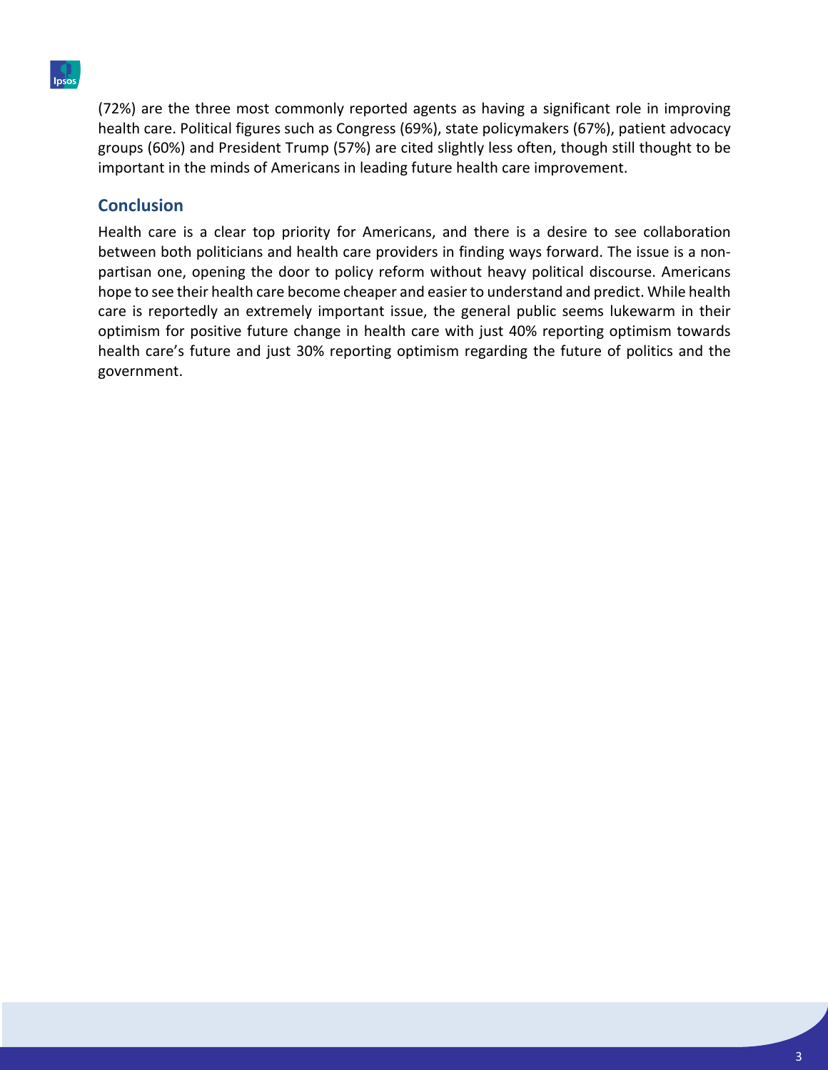(72%) are the three most commonly reported agents as having a significant role in improving health care. Political figures such as Congress (69%), state policymakers (67%), patient advocacy groups (60%) and President Trump (57%) are cited slightly less often, though still thought to be important in the minds of Americans in leading future health care improvement.

## Conclusion

Health care is a clear top priority for Americans, and there is a desire to see collaboration between both politicians and health care providers in finding ways forward. The issue is a non-partisan one, opening the door to policy reform without heavy political discourse. Americans hope to see their health care become cheaper and easier to understand and predict. While health care is reportedly an extremely important issue, the general public seems lukewarm in their optimism for positive future change in health care with just 40% reporting optimism towards health care's future and just 30% reporting optimism regarding the future of politics and the government.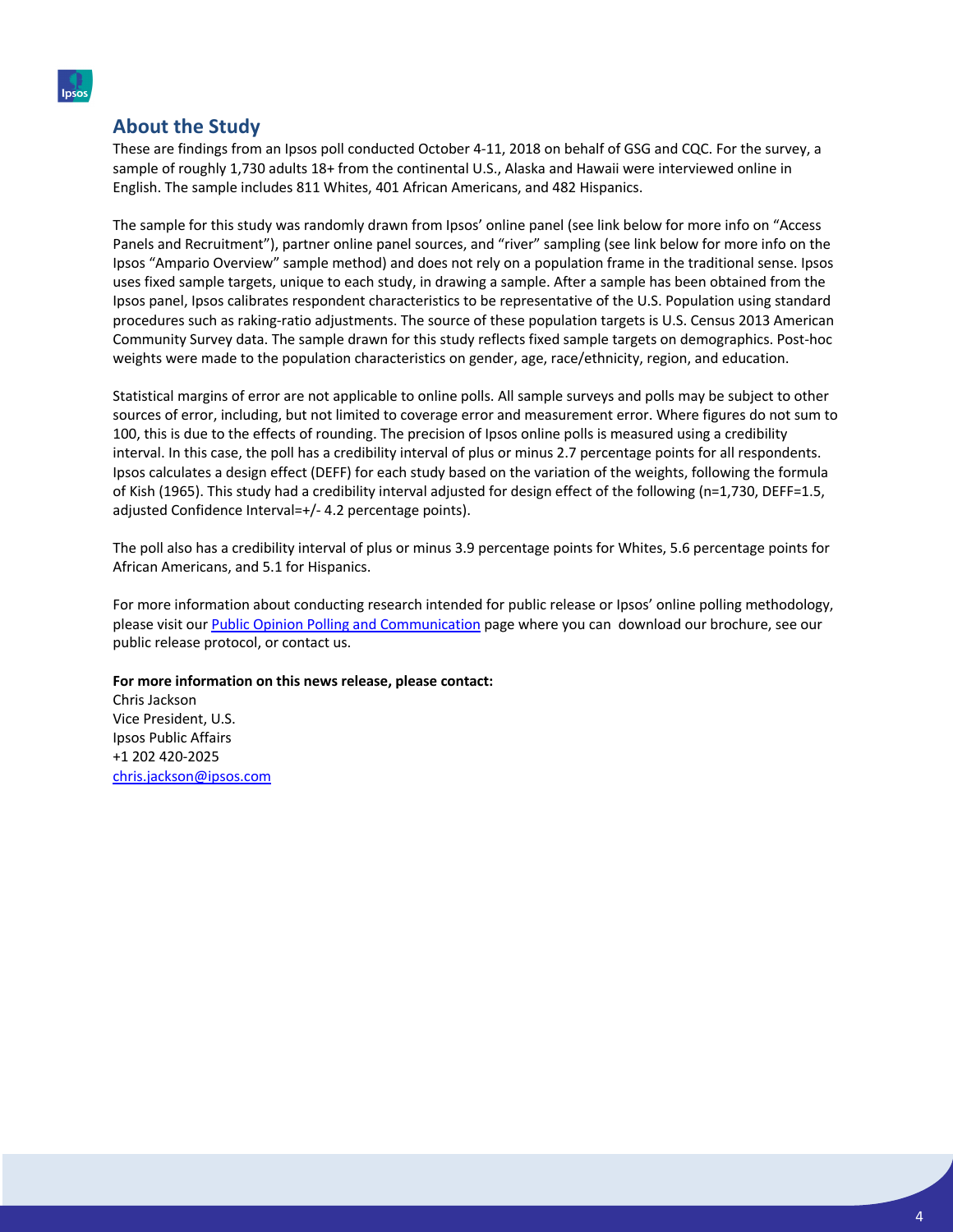## About the Study

These are findings from an Ipsos poll conducted October 4-11, 2018 on behalf of GSG and CQC. For the survey, a sample of roughly 1,730 adults 18+ from the continental U.S., Alaska and Hawaii were interviewed online in English. The sample includes 811 Whites, 401 African Americans, and 482 Hispanics.

The sample for this study was randomly drawn from Ipsos' online panel (see link below for more info on "Access Panels and Recruitment"), partner online panel sources, and "river" sampling (see link below for more info on the Ipsos "Ampario Overview" sample method) and does not rely on a population frame in the traditional sense. Ipsos uses fixed sample targets, unique to each study, in drawing a sample. After a sample has been obtained from the Ipsos panel, Ipsos calibrates respondent characteristics to be representative of the U.S. Population using standard procedures such as raking-ratio adjustments. The source of these population targets is U.S. Census 2013 American Community Survey data. The sample drawn for this study reflects fixed sample targets on demographics. Post-hoc weights were made to the population characteristics on gender, age, race/ethnicity, region, and education.

Statistical margins of error are not applicable to online polls. All sample surveys and polls may be subject to other sources of error, including, but not limited to coverage error and measurement error. Where figures do not sum to 100, this is due to the effects of rounding. The precision of Ipsos online polls is measured using a credibility interval. In this case, the poll has a credibility interval of plus or minus 2.7 percentage points for all respondents. Ipsos calculates a design effect (DEFF) for each study based on the variation of the weights, following the formula of Kish (1965). This study had a credibility interval adjusted for design effect of the following (n=1,730, DEFF=1.5, adjusted Confidence Interval=+/- 4.2 percentage points).

The poll also has a credibility interval of plus or minus 3.9 percentage points for Whites, 5.6 percentage points for African Americans, and 5.1 for Hispanics.

For more information about conducting research intended for public release or Ipsos' online polling methodology, please visit our Public Opinion Polling and Communication page where you can download our brochure, see our public release protocol, or contact us.

**For more information on this news release, please contact:**
Chris Jackson
Vice President, U.S.
Ipsos Public Affairs
+1 202 420-2025
chris.jackson@ipsos.com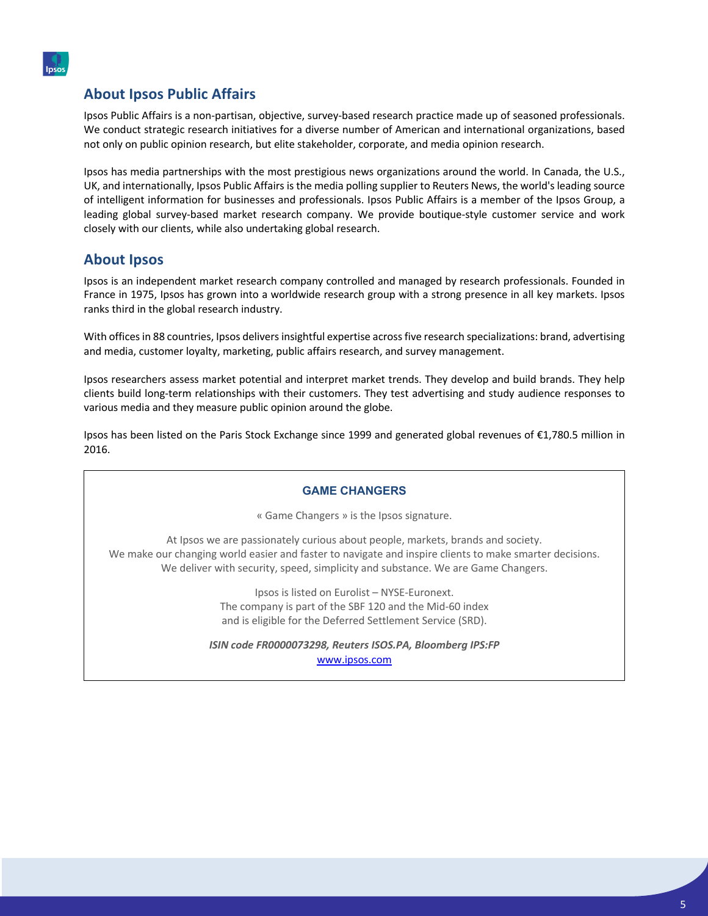## About Ipsos Public Affairs

Ipsos Public Affairs is a non-partisan, objective, survey-based research practice made up of seasoned professionals. We conduct strategic research initiatives for a diverse number of American and international organizations, based not only on public opinion research, but elite stakeholder, corporate, and media opinion research.

Ipsos has media partnerships with the most prestigious news organizations around the world. In Canada, the U.S., UK, and internationally, Ipsos Public Affairs is the media polling supplier to Reuters News, the world's leading source of intelligent information for businesses and professionals. Ipsos Public Affairs is a member of the Ipsos Group, a leading global survey-based market research company. We provide boutique-style customer service and work closely with our clients, while also undertaking global research.

## About Ipsos

Ipsos is an independent market research company controlled and managed by research professionals. Founded in France in 1975, Ipsos has grown into a worldwide research group with a strong presence in all key markets. Ipsos ranks third in the global research industry.

With offices in 88 countries, Ipsos delivers insightful expertise across five research specializations: brand, advertising and media, customer loyalty, marketing, public affairs research, and survey management.

Ipsos researchers assess market potential and interpret market trends. They develop and build brands. They help clients build long-term relationships with their customers. They test advertising and study audience responses to various media and they measure public opinion around the globe.

Ipsos has been listed on the Paris Stock Exchange since 1999 and generated global revenues of €1,780.5 million in 2016.

### GAME CHANGERS

« Game Changers » is the Ipsos signature.

At Ipsos we are passionately curious about people, markets, brands and society.
We make our changing world easier and faster to navigate and inspire clients to make smarter decisions.
We deliver with security, speed, simplicity and substance. We are Game Changers.

Ipsos is listed on Eurolist – NYSE-Euronext.
The company is part of the SBF 120 and the Mid-60 index
and is eligible for the Deferred Settlement Service (SRD).

***ISIN code FR0000073298, Reuters ISOS.PA, Bloomberg IPS:FP***
www.ipsos.com